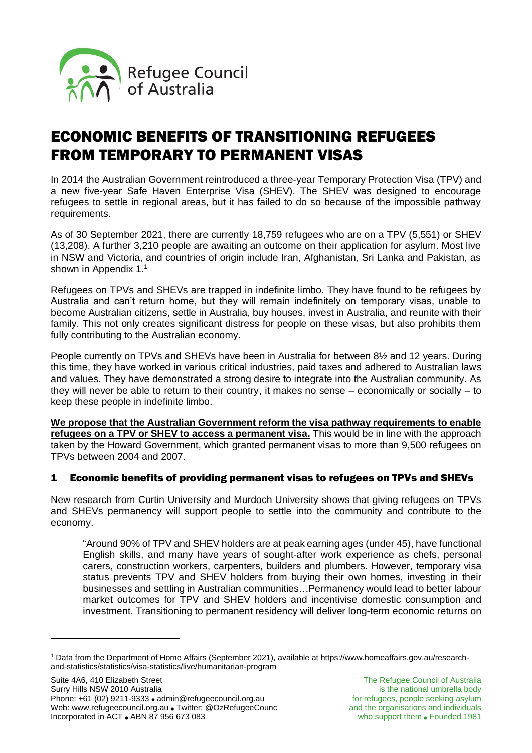# ECONOMIC BENEFITS OF TRANSITIONING REFUGEES FROM TEMPORARY TO PERMANENT VISAS

In 2014 the Australian Government reintroduced a three-year Temporary Protection Visa (TPV) and a new five-year Safe Haven Enterprise Visa (SHEV). The SHEV was designed to encourage refugees to settle in regional areas, but it has failed to do so because of the impossible pathway requirements.

As of 30 September 2021, there are currently 18,759 refugees who are on a TPV (5,551) or SHEV (13,208). A further 3,210 people are awaiting an outcome on their application for asylum. Most live in NSW and Victoria, and countries of origin include Iran, Afghanistan, Sri Lanka and Pakistan, as shown in Appendix 1.[1]

Refugees on TPVs and SHEVs are trapped in indefinite limbo. They have found to be refugees by Australia and can't return home, but they will remain indefinitely on temporary visas, unable to become Australian citizens, settle in Australia, buy houses, invest in Australia, and reunite with their family. This not only creates significant distress for people on these visas, but also prohibits them fully contributing to the Australian economy.

People currently on TPVs and SHEVs have been in Australia for between 8½ and 12 years. During this time, they have worked in various critical industries, paid taxes and adhered to Australian laws and values. They have demonstrated a strong desire to integrate into the Australian community. As they will never be able to return to their country, it makes no sense – economically or socially – to keep these people in indefinite limbo.

**We propose that the Australian Government reform the visa pathway requirements to enable refugees on a TPV or SHEV to access a permanent visa.** This would be in line with the approach taken by the Howard Government, which granted permanent visas to more than 9,500 refugees on TPVs between 2004 and 2007.

## 1 Economic benefits of providing permanent visas to refugees on TPVs and SHEVs

New research from Curtin University and Murdoch University shows that giving refugees on TPVs and SHEVs permanency will support people to settle into the community and contribute to the economy.

> "Around 90% of TPV and SHEV holders are at peak earning ages (under 45), have functional English skills, and many have years of sought-after work experience as chefs, personal carers, construction workers, carpenters, builders and plumbers. However, temporary visa status prevents TPV and SHEV holders from buying their own homes, investing in their businesses and settling in Australian communities…Permanency would lead to better labour market outcomes for TPV and SHEV holders and incentivise domestic consumption and investment. Transitioning to permanent residency will deliver long-term economic returns on

[1] Data from the Department of Home Affairs (September 2021), available at https://www.homeaffairs.gov.au/research-and-statistics/statistics/visa-statistics/live/humanitarian-program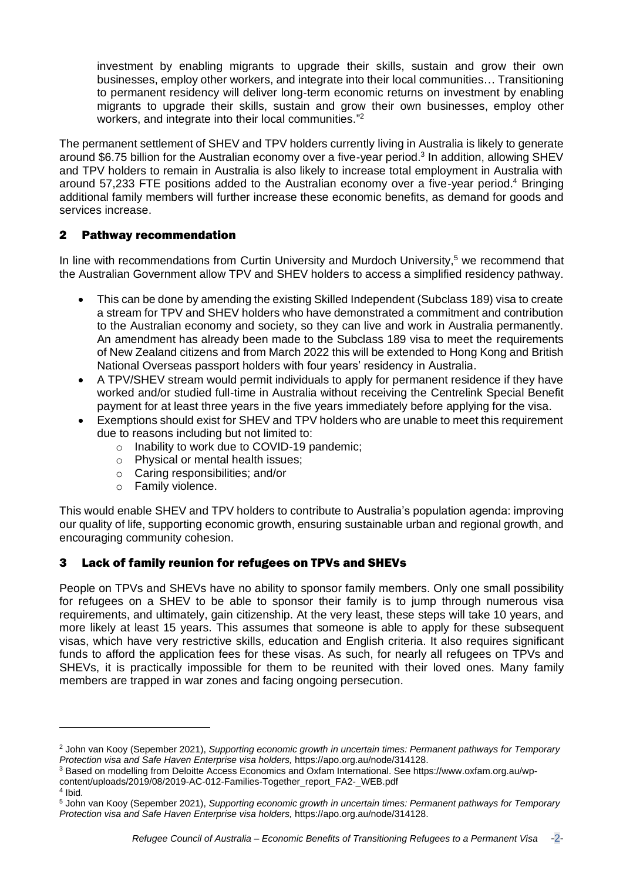investment by enabling migrants to upgrade their skills, sustain and grow their own businesses, employ other workers, and integrate into their local communities… Transitioning to permanent residency will deliver long-term economic returns on investment by enabling migrants to upgrade their skills, sustain and grow their own businesses, employ other workers, and integrate into their local communities."[2]

The permanent settlement of SHEV and TPV holders currently living in Australia is likely to generate around $6.75 billion for the Australian economy over a five-year period.[3] In addition, allowing SHEV and TPV holders to remain in Australia is also likely to increase total employment in Australia with around 57,233 FTE positions added to the Australian economy over a five-year period.[4] Bringing additional family members will further increase these economic benefits, as demand for goods and services increase.

## 2 Pathway recommendation

In line with recommendations from Curtin University and Murdoch University,[5] we recommend that the Australian Government allow TPV and SHEV holders to access a simplified residency pathway.

- This can be done by amending the existing Skilled Independent (Subclass 189) visa to create a stream for TPV and SHEV holders who have demonstrated a commitment and contribution to the Australian economy and society, so they can live and work in Australia permanently. An amendment has already been made to the Subclass 189 visa to meet the requirements of New Zealand citizens and from March 2022 this will be extended to Hong Kong and British National Overseas passport holders with four years' residency in Australia.
- A TPV/SHEV stream would permit individuals to apply for permanent residence if they have worked and/or studied full-time in Australia without receiving the Centrelink Special Benefit payment for at least three years in the five years immediately before applying for the visa.
- Exemptions should exist for SHEV and TPV holders who are unable to meet this requirement due to reasons including but not limited to:
  - Inability to work due to COVID-19 pandemic;
  - Physical or mental health issues;
  - Caring responsibilities; and/or
  - Family violence.

This would enable SHEV and TPV holders to contribute to Australia's population agenda: improving our quality of life, supporting economic growth, ensuring sustainable urban and regional growth, and encouraging community cohesion.

## 3 Lack of family reunion for refugees on TPVs and SHEVs

People on TPVs and SHEVs have no ability to sponsor family members. Only one small possibility for refugees on a SHEV to be able to sponsor their family is to jump through numerous visa requirements, and ultimately, gain citizenship. At the very least, these steps will take 10 years, and more likely at least 15 years. This assumes that someone is able to apply for these subsequent visas, which have very restrictive skills, education and English criteria. It also requires significant funds to afford the application fees for these visas. As such, for nearly all refugees on TPVs and SHEVs, it is practically impossible for them to be reunited with their loved ones. Many family members are trapped in war zones and facing ongoing persecution.

---

[2] John van Kooy (Sepember 2021), *Supporting economic growth in uncertain times: Permanent pathways for Temporary Protection visa and Safe Haven Enterprise visa holders,* https://apo.org.au/node/314128.

[3] Based on modelling from Deloitte Access Economics and Oxfam International. See https://www.oxfam.org.au/wp-content/uploads/2019/08/2019-AC-012-Families-Together_report_FA2-_WEB.pdf

[4] Ibid.

[5] John van Kooy (Sepember 2021), *Supporting economic growth in uncertain times: Permanent pathways for Temporary Protection visa and Safe Haven Enterprise visa holders,* https://apo.org.au/node/314128.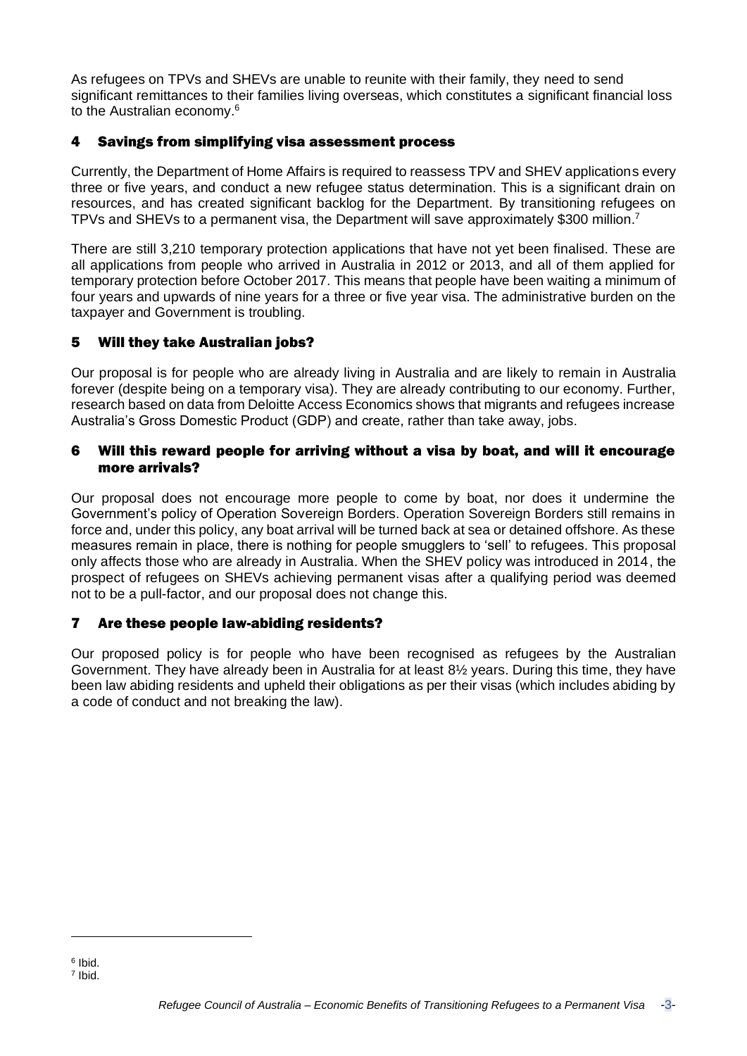As refugees on TPVs and SHEVs are unable to reunite with their family, they need to send significant remittances to their families living overseas, which constitutes a significant financial loss to the Australian economy.[6]

## 4 Savings from simplifying visa assessment process

Currently, the Department of Home Affairs is required to reassess TPV and SHEV applications every three or five years, and conduct a new refugee status determination. This is a significant drain on resources, and has created significant backlog for the Department. By transitioning refugees on TPVs and SHEVs to a permanent visa, the Department will save approximately $300 million.[7]

There are still 3,210 temporary protection applications that have not yet been finalised. These are all applications from people who arrived in Australia in 2012 or 2013, and all of them applied for temporary protection before October 2017. This means that people have been waiting a minimum of four years and upwards of nine years for a three or five year visa. The administrative burden on the taxpayer and Government is troubling.

## 5 Will they take Australian jobs?

Our proposal is for people who are already living in Australia and are likely to remain in Australia forever (despite being on a temporary visa). They are already contributing to our economy. Further, research based on data from Deloitte Access Economics shows that migrants and refugees increase Australia's Gross Domestic Product (GDP) and create, rather than take away, jobs.

## 6 Will this reward people for arriving without a visa by boat, and will it encourage more arrivals?

Our proposal does not encourage more people to come by boat, nor does it undermine the Government's policy of Operation Sovereign Borders. Operation Sovereign Borders still remains in force and, under this policy, any boat arrival will be turned back at sea or detained offshore. As these measures remain in place, there is nothing for people smugglers to 'sell' to refugees. This proposal only affects those who are already in Australia. When the SHEV policy was introduced in 2014, the prospect of refugees on SHEVs achieving permanent visas after a qualifying period was deemed not to be a pull-factor, and our proposal does not change this.

## 7 Are these people law-abiding residents?

Our proposed policy is for people who have been recognised as refugees by the Australian Government. They have already been in Australia for at least 8½ years. During this time, they have been law abiding residents and upheld their obligations as per their visas (which includes abiding by a code of conduct and not breaking the law).

---

[6] Ibid.

[7] Ibid.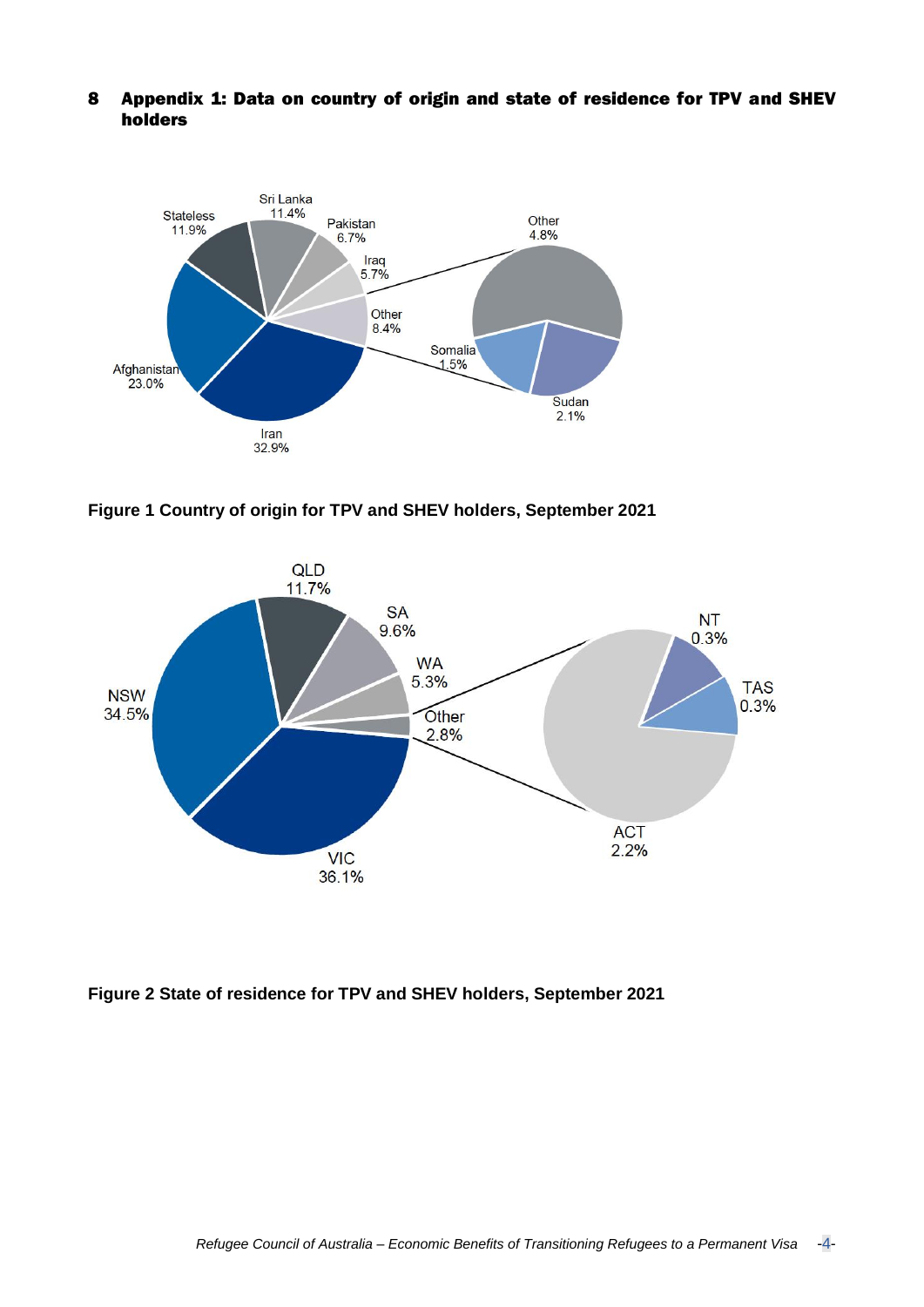# 8 Appendix 1: Data on country of origin and state of residence for TPV and SHEV holders

Sri Lanka
11.4%

Stateless
11.9%

Pakistan
6.7%

Iraq
5.7%

Other
8.4%

Other
4.8%

Somalia
1.5%

Sudan
2.1%

Afghanistan
23.0%

Iran
32.9%

**Figure 1 Country of origin for TPV and SHEV holders, September 2021**

QLD
11.7%

SA
9.6%

WA
5.3%

Other
2.8%

NT
0.3%

TAS
0.3%

ACT
2.2%

NSW
34.5%

VIC
36.1%

**Figure 2 State of residence for TPV and SHEV holders, September 2021**